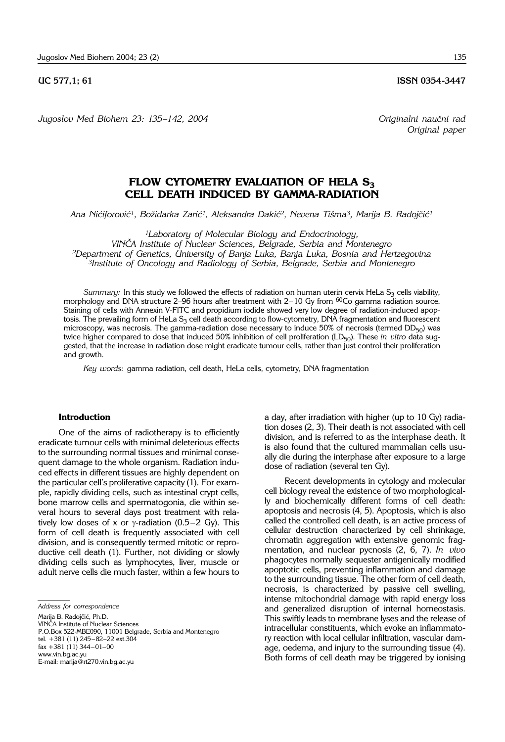UC 577,1; 61 **ISSN 0354-3447**

*Original paper*

# FLOW CYTOMETRY EVALUATION OF HELA $S_3$ CELL DEATH INDUCED BY GAMMA-RADIATION

*Ana Nićiforović[1], Božidarka Zarić[1], Aleksandra Dakić[2], Nevena Tišma[3], Marija B. Radojčić[1]*

*[1]Laboratory of Molecular Biology and Endocrinology, VINČA Institute of Nuclear Sciences, Belgrade, Serbia and Montenegro*
*[2]Department of Genetics, University of Banja Luka, Banja Luka, Bosnia and Hertzegovina*
*[3]Institute of Oncology and Radiology of Serbia, Belgrade, Serbia and Montenegro*

*Summary:* In this study we followed the effects of radiation on human uterin cervix HeLa $S_3$ cells viability, morphology and DNA structure 2–96 hours after treatment with 2–10 Gy from $^{60}$Co gamma radiation source. Staining of cells with Annexin V-FITC and propidium iodide showed very low degree of radiation-induced apoptosis. The prevailing form of HeLa $S_3$ cell death according to flow-cytometry, DNA fragmentation and fluorescent microscopy, was necrosis. The gamma-radiation dose necessary to induce 50% of necrosis (termed $DD_{50}$) was twice higher compared to dose that induced 50% inhibition of cell proliferation ($LD_{50}$). These *in vitro* data suggested, that the increase in radiation dose might eradicate tumour cells, rather than just control their proliferation and growth.

*Key words:* gamma radiation, cell death, HeLa cells, cytometry, DNA fragmentation

## Introduction

One of the aims of radiotherapy is to efficiently eradicate tumour cells with minimal deleterious effects to the surrounding normal tissues and minimal consequent damage to the whole organism. Radiation induced effects in different tissues are highly dependent on the particular cell's proliferative capacity (1). For example, rapidly dividing cells, such as intestinal crypt cells, bone marrow cells and spermatogonia, die within several hours to several days post treatment with relatively low doses of x or $\gamma$-radiation (0.5–2 Gy). This form of cell death is frequently associated with cell division, and is consequently termed mitotic or reproductive cell death (1). Further, not dividing or slowly dividing cells such as lymphocytes, liver, muscle or adult nerve cells die much faster, within a few hours to a day, after irradiation with higher (up to 10 Gy) radiation doses (2, 3). Their death is not associated with cell division, and is referred to as the interphase death. It is also found that the cultured mammalian cells usually die during the interphase after exposure to a large dose of radiation (several ten Gy).

Recent developments in cytology and molecular cell biology reveal the existence of two morphologically and biochemically different forms of cell death: apoptosis and necrosis (4, 5). Apoptosis, which is also called the controlled cell death, is an active process of cellular destruction characterized by cell shrinkage, chromatin aggregation with extensive genomic fragmentation, and nuclear pycnosis (2, 6, 7). *In vivo* phagocytes normally sequester antigenically modified apoptotic cells, preventing inflammation and damage to the surrounding tissue. The other form of cell death, necrosis, is characterized by passive cell swelling, intense mitochondrial damage with rapid energy loss and generalized disruption of internal homeostasis. This swiftly leads to membrane lyses and the release of intracellular constituents, which evoke an inflammatory reaction with local cellular infiltration, vascular damage, oedema, and injury to the surrounding tissue (4). Both forms of cell death may be triggered by ionising

*Address for correspondence*

Marija B. Radojčić, Ph.D.
VINČA Institute of Nuclear Sciences
P.O.Box 522-MBE090, 11001 Belgrade, Serbia and Montenegro
tel. +381 (11) 245–82–22 ext.304
fax +381 (11) 344–01–00
www.vin.bg.ac.yu
E-mail: marija@rt270.vin.bg.ac.yu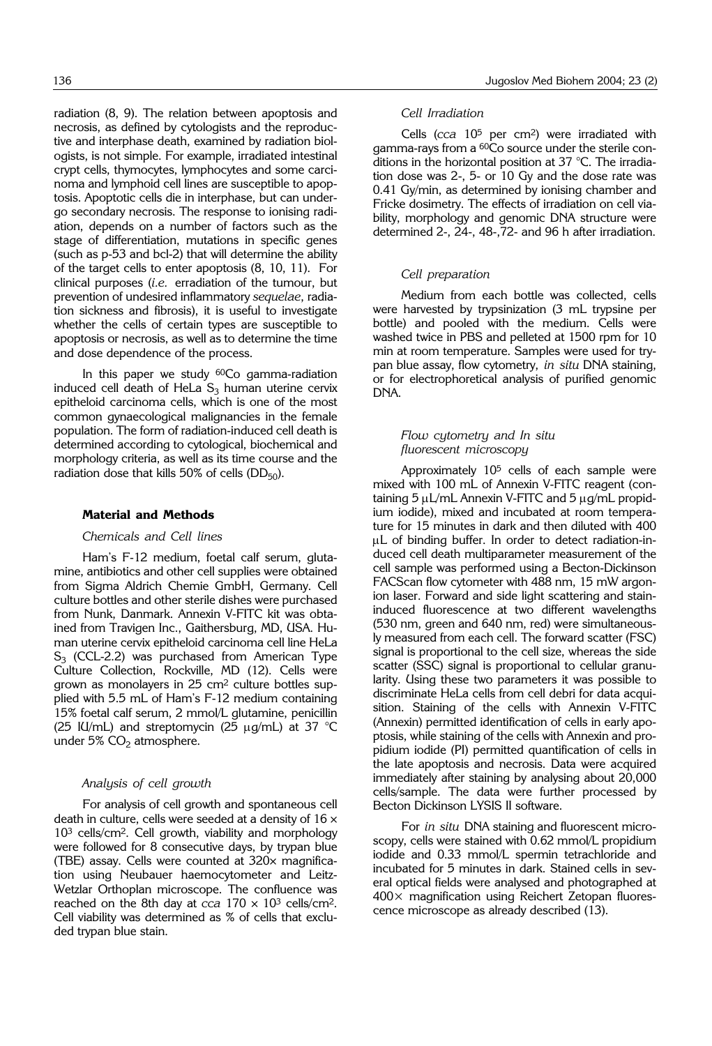radiation (8, 9). The relation between apoptosis and necrosis, as defined by cytologists and the reproductive and interphase death, examined by radiation biologists, is not simple. For example, irradiated intestinal crypt cells, thymocytes, lymphocytes and some carcinoma and lymphoid cell lines are susceptible to apoptosis. Apoptotic cells die in interphase, but can undergo secondary necrosis. The response to ionising radiation, depends on a number of factors such as the stage of differentiation, mutations in specific genes (such as p-53 and bcl-2) that will determine the ability of the target cells to enter apoptosis (8, 10, 11). For clinical purposes (*i.e.* erradiation of the tumour, but prevention of undesired inflammatory *sequelae*, radiation sickness and fibrosis), it is useful to investigate whether the cells of certain types are susceptible to apoptosis or necrosis, as well as to determine the time and dose dependence of the process.

In this paper we study $^{60}$Co gamma-radiation induced cell death of HeLa $S_3$ human uterine cervix epitheloid carcinoma cells, which is one of the most common gynaecological malignancies in the female population. The form of radiation-induced cell death is determined according to cytological, biochemical and morphology criteria, as well as its time course and the radiation dose that kills 50% of cells ($DD_{50}$).

## Material and Methods

### *Chemicals and Cell lines*

Ham's F-12 medium, foetal calf serum, glutamine, antibiotics and other cell supplies were obtained from Sigma Aldrich Chemie GmbH, Germany. Cell culture bottles and other sterile dishes were purchased from Nunk, Danmark. Annexin V-FITC kit was obtained from Travigen Inc., Gaithersburg, MD, USA. Human uterine cervix epitheloid carcinoma cell line HeLa $S_3$ (CCL-2.2) was purchased from American Type Culture Collection, Rockville, MD (12). Cells were grown as monolayers in 25 cm$^2$ culture bottles supplied with 5.5 mL of Ham's F-12 medium containing 15% foetal calf serum, 2 mmol/L glutamine, penicillin (25 IU/mL) and streptomycin (25 μg/mL) at 37 °C under 5% $CO_2$ atmosphere.

### *Analysis of cell growth*

For analysis of cell growth and spontaneous cell death in culture, cells were seeded at a density of $16 \times 10^3$ cells/cm$^2$. Cell growth, viability and morphology were followed for 8 consecutive days, by trypan blue (TBE) assay. Cells were counted at 320× magnification using Neubauer haemocytometer and Leitz-Wetzlar Orthoplan microscope. The confluence was reached on the 8th day at *cca* $170 \times 10^3$ cells/cm$^2$. Cell viability was determined as % of cells that excluded trypan blue stain.

### *Cell Irradiation*

Cells (*cca* $10^5$ per cm$^2$) were irradiated with gamma-rays from a $^{60}$Co source under the sterile conditions in the horizontal position at 37 °C. The irradiation dose was 2-, 5- or 10 Gy and the dose rate was 0.41 Gy/min, as determined by ionising chamber and Fricke dosimetry. The effects of irradiation on cell viability, morphology and genomic DNA structure were determined 2-, 24-, 48-,72- and 96 h after irradiation.

### *Cell preparation*

Medium from each bottle was collected, cells were harvested by trypsinization (3 mL trypsine per bottle) and pooled with the medium. Cells were washed twice in PBS and pelleted at 1500 rpm for 10 min at room temperature. Samples were used for trypan blue assay, flow cytometry, *in situ* DNA staining, or for electrophoretical analysis of purified genomic DNA.

### *Flow cytometry and In situ fluorescent microscopy*

Approximately $10^5$ cells of each sample were mixed with 100 mL of Annexin V-FITC reagent (containing 5 μL/mL Annexin V-FITC and 5 μg/mL propidium iodide), mixed and incubated at room temperature for 15 minutes in dark and then diluted with 400 μL of binding buffer. In order to detect radiation-induced cell death multiparameter measurement of the cell sample was performed using a Becton-Dickinson FACScan flow cytometer with 488 nm, 15 mW argon-ion laser. Forward and side light scattering and stain-induced fluorescence at two different wavelengths (530 nm, green and 640 nm, red) were simultaneously measured from each cell. The forward scatter (FSC) signal is proportional to the cell size, whereas the side scatter (SSC) signal is proportional to cellular granularity. Using these two parameters it was possible to discriminate HeLa cells from cell debri for data acquisition. Staining of the cells with Annexin V-FITC (Annexin) permitted identification of cells in early apoptosis, while staining of the cells with Annexin and propidium iodide (PI) permitted quantification of cells in the late apoptosis and necrosis. Data were acquired immediately after staining by analysing about 20,000 cells/sample. The data were further processed by Becton Dickinson LYSIS II software.

For *in situ* DNA staining and fluorescent microscopy, cells were stained with 0.62 mmol/L propidium iodide and 0.33 mmol/L spermin tetrachloride and incubated for 5 minutes in dark. Stained cells in several optical fields were analysed and photographed at 400× magnification using Reichert Zetopan fluorescence microscope as already described (13).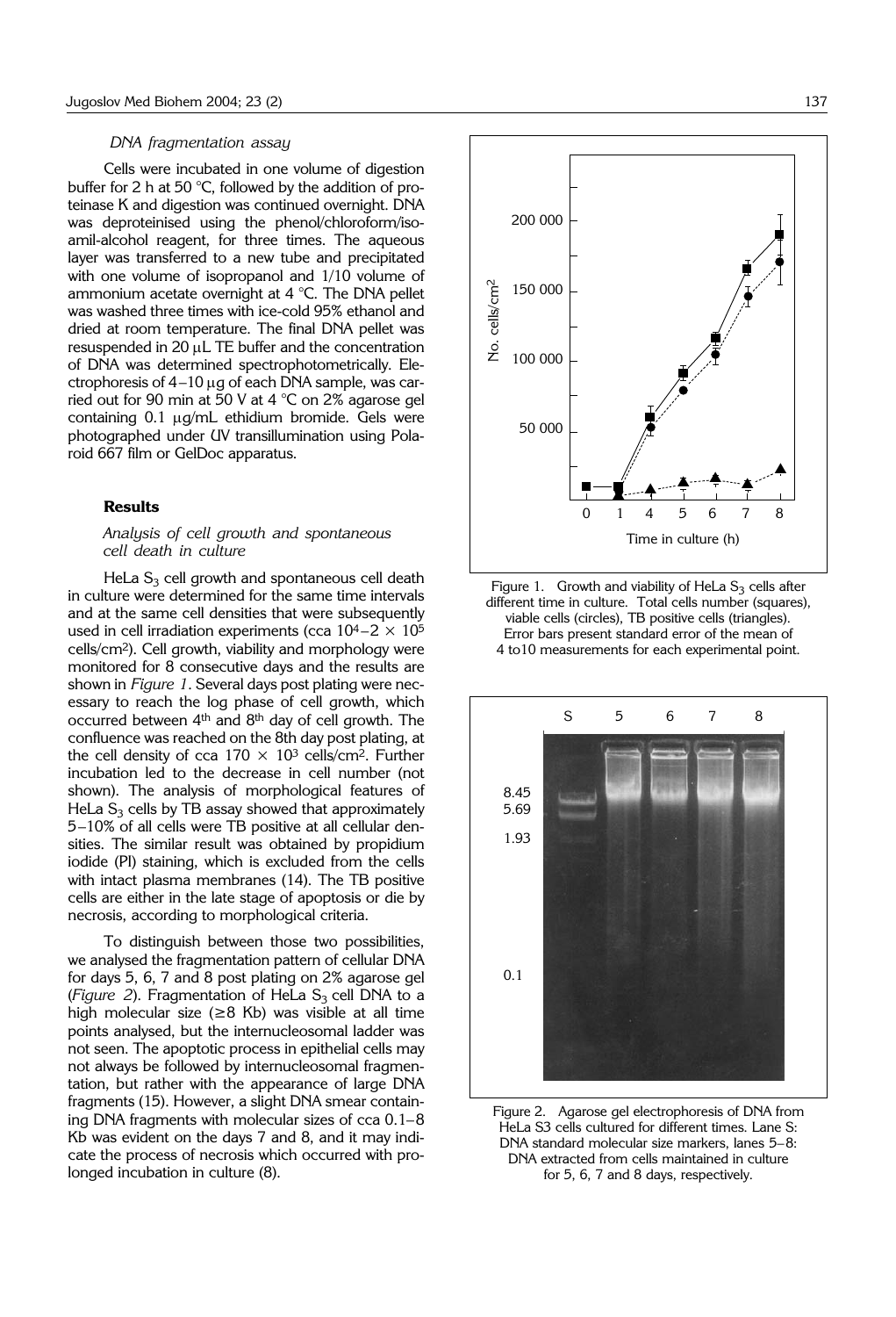*DNA fragmentation assay*

Cells were incubated in one volume of digestion buffer for 2 h at 50 °C, followed by the addition of proteinase K and digestion was continued overnight. DNA was deproteinised using the phenol/chloroform/isoamil-alcohol reagent, for three times. The aqueous layer was transferred to a new tube and precipitated with one volume of isopropanol and 1/10 volume of ammonium acetate overnight at 4 °C. The DNA pellet was washed three times with ice-cold 95% ethanol and dried at room temperature. The final DNA pellet was resuspended in 20 μL TE buffer and the concentration of DNA was determined spectrophotometrically. Electrophoresis of 4–10 μg of each DNA sample, was carried out for 90 min at 50 V at 4 °C on 2% agarose gel containing 0.1 μg/mL ethidium bromide. Gels were photographed under UV transillumination using Polaroid 667 film or GelDoc apparatus.

## Results

*Analysis of cell growth and spontaneous cell death in culture*

HeLa $S_3$ cell growth and spontaneous cell death in culture were determined for the same time intervals and at the same cell densities that were subsequently used in cell irradiation experiments (cca $10^4$–$2 \times 10^5$ cells/cm$^2$). Cell growth, viability and morphology were monitored for 8 consecutive days and the results are shown in *Figure 1*. Several days post plating were necessary to reach the log phase of cell growth, which occurred between 4th and 8th day of cell growth. The confluence was reached on the 8th day post plating, at the cell density of cca $170 \times 10^3$ cells/cm$^2$. Further incubation led to the decrease in cell number (not shown). The analysis of morphological features of HeLa $S_3$ cells by TB assay showed that approximately 5–10% of all cells were TB positive at all cellular densities. The similar result was obtained by propidium iodide (PI) staining, which is excluded from the cells with intact plasma membranes (14). The TB positive cells are either in the late stage of apoptosis or die by necrosis, according to morphological criteria.

To distinguish between those two possibilities, we analysed the fragmentation pattern of cellular DNA for days 5, 6, 7 and 8 post plating on 2% agarose gel (*Figure 2*). Fragmentation of HeLa $S_3$ cell DNA to a high molecular size (≥8 Kb) was visible at all time points analysed, but the internucleosomal ladder was not seen. The apoptotic process in epithelial cells may not always be followed by internucleosomal fragmentation, but rather with the appearance of large DNA fragments (15). However, a slight DNA smear containing DNA fragments with molecular sizes of cca 0.1–8 Kb was evident on the days 7 and 8, and it may indicate the process of necrosis which occurred with prolonged incubation in culture (8).

Figure 1. Growth and viability of HeLa $S_3$ cells after different time in culture. Total cells number (squares), viable cells (circles), TB positive cells (triangles). Error bars present standard error of the mean of 4 to10 measurements for each experimental point.

Figure 2. Agarose gel electrophoresis of DNA from HeLa S3 cells cultured for different times. Lane S: DNA standard molecular size markers, lanes 5–8: DNA extracted from cells maintained in culture for 5, 6, 7 and 8 days, respectively.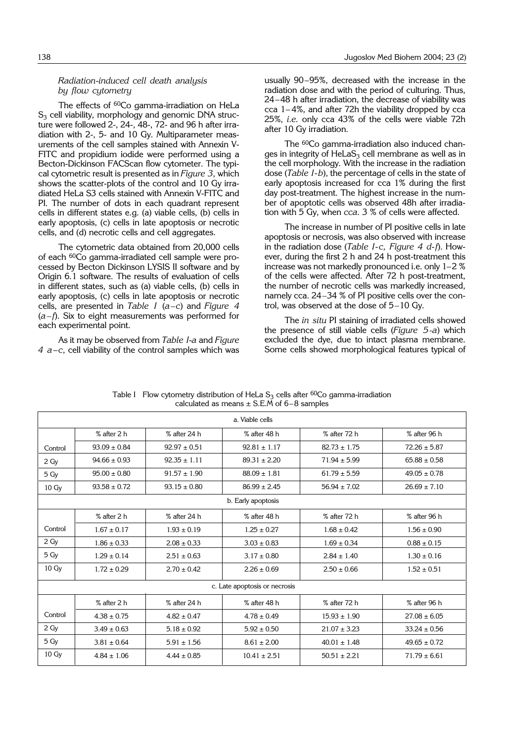### *Radiation-induced cell death analysis by flow cytometry*

The effects of $^{60}Co$ gamma-irradiation on HeLa $S_3$ cell viability, morphology and genomic DNA structure were followed 2-, 24-, 48-, 72- and 96 h after irradiation with 2-, 5- and 10 Gy. Multiparameter measurements of the cell samples stained with Annexin V-FITC and propidium iodide were performed using a Becton-Dickinson FACScan flow cytometer. The typical cytometric result is presented as in *Figure 3*, which shows the scatter-plots of the control and 10 Gy irradiated HeLa S3 cells stained with Annexin V-FITC and PI. The number of dots in each quadrant represent cells in different states e.g. (a) viable cells, (b) cells in early apoptosis, (c) cells in late apoptosis or necrotic cells, and (d) necrotic cells and cell aggregates.

The cytometric data obtained from 20,000 cells of each $^{60}Co$ gamma-irradiated cell sample were processed by Becton Dickinson LYSIS II software and by Origin 6.1 software. The results of evaluation of cells in different states, such as (a) viable cells, (b) cells in early apoptosis, (c) cells in late apoptosis or necrotic cells, are presented in *Table I* (*a–c*) and *Figure 4* (*a–f*). Six to eight measurements was performed for each experimental point.

As it may be observed from *Table I-a* and *Figure 4 a–c*, cell viability of the control samples which was usually 90–95%, decreased with the increase in the radiation dose and with the period of culturing. Thus, 24–48 h after irradiation, the decrease of viability was cca 1–4%, and after 72h the viability dropped by cca 25%, *i.e.* only cca 43% of the cells were viable 72h after 10 Gy irradiation.

The $^{60}Co$ gamma-irradiation also induced changes in integrity of HeLa$S_3$ cell membrane as well as in the cell morphology. With the increase in the radiation dose (*Table I-b*), the percentage of cells in the state of early apoptosis increased for cca 1% during the first day post-treatment. The highest increase in the number of apoptotic cells was observed 48h after irradiation with 5 Gy, when *cca*. 3 % of cells were affected.

The increase in number of PI positive cells in late apoptosis or necrosis, was also observed with increase in the radiation dose (*Table I-c, Figure 4 d-f*). However, during the first 2 h and 24 h post-treatment this increase was not markedly pronounced i.e. only 1–2 % of the cells were affected. After 72 h post-treatment, the number of necrotic cells was markedly increased, namely cca. 24–34 % of PI positive cells over the control, was observed at the dose of 5–10 Gy.

The *in situ* PI staining of irradiated cells showed the presence of still viable cells (*Figure 5-a*) which excluded the dye, due to intact plasma membrane. Some cells showed morphological features typical of

Table I Flow cytometry distribution of HeLa $S_3$ cells after $^{60}Co$ gamma-irradiation calculated as means ± S.E.M of 6–8 samples

| a. Viable cells | | | | | |
|---|---|---|---|---|---|
| | % after 2 h | % after 24 h | % after 48 h | % after 72 h | % after 96 h |
| Control | 93.09 ± 0.84 | 92.97 ± 0.51 | 92.81 ± 1.17 | 82.73 ± 1.75 | 72.26 ± 5.87 |
| 2 Gy | 94.66 ± 0.93 | 92.35 ± 1.11 | 89.31 ± 2.20 | 71.94 ± 5.99 | 65.88 ± 0.58 |
| 5 Gy | 95.00 ± 0.80 | 91.57 ± 1.90 | 88.09 ± 1.81 | 61.79 ± 5.59 | 49.05 ± 0.78 |
| 10 Gy | 93.58 ± 0.72 | 93.15 ± 0.80 | 86.99 ± 2.45 | 56.94 ± 7.02 | 26.69 ± 7.10 |
| **b. Early apoptosis** | | | | | |
| | % after 2 h | % after 24 h | % after 48 h | % after 72 h | % after 96 h |
| Control | 1.67 ± 0.17 | 1.93 ± 0.19 | 1.25 ± 0.27 | 1.68 ± 0.42 | 1.56 ± 0.90 |
| 2 Gy | 1.86 ± 0.33 | 2.08 ± 0.33 | 3.03 ± 0.83 | 1.69 ± 0.34 | 0.88 ± 0.15 |
| 5 Gy | 1.29 ± 0.14 | 2.51 ± 0.63 | 3.17 ± 0.80 | 2.84 ± 1.40 | 1.30 ± 0.16 |
| 10 Gy | 1.72 ± 0.29 | 2.70 ± 0.42 | 2.26 ± 0.69 | 2.50 ± 0.66 | 1.52 ± 0.51 |
| **c. Late apoptosis or necrosis** | | | | | |
| | % after 2 h | % after 24 h | % after 48 h | % after 72 h | % after 96 h |
| Control | 4.38 ± 0.75 | 4.82 ± 0.47 | 4.78 ± 0.49 | 15.93 ± 1.90 | 27.08 ± 6.05 |
| 2 Gy | 3.49 ± 0.63 | 5.18 ± 0.92 | 5.92 ± 0.50 | 21.07 ± 3.23 | 33.24 ± 0.56 |
| 5 Gy | 3.81 ± 0.64 | 5.91 ± 1.56 | 8.61 ± 2.00 | 40.01 ± 1.48 | 49.65 ± 0.72 |
| 10 Gy | 4.84 ± 1.06 | 4.44 ± 0.85 | 10.41 ± 2.51 | 50.51 ± 2.21 | 71.79 ± 6.61 |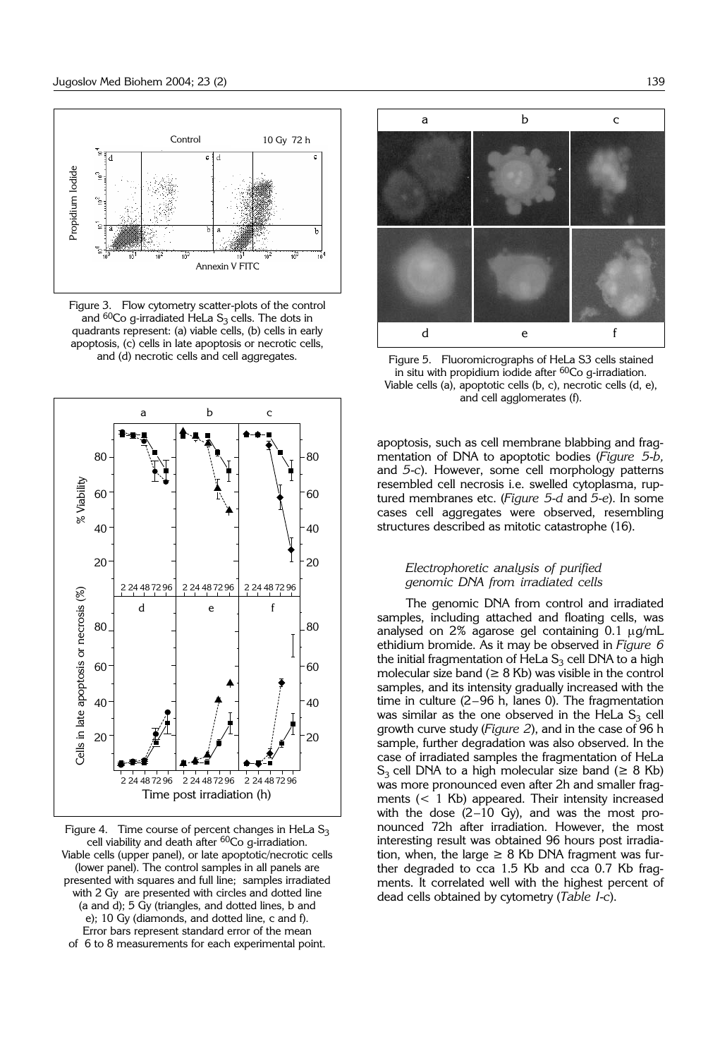Figure 3. Flow cytometry scatter-plots of the control and $^{60}$Co g-irradiated HeLa $S_3$ cells. The dots in quadrants represent: (a) viable cells, (b) cells in early apoptosis, (c) cells in late apoptosis or necrotic cells, and (d) necrotic cells and cell aggregates.

Figure 4. Time course of percent changes in HeLa $S_3$ cell viability and death after $^{60}$Co g-irradiation. Viable cells (upper panel), or late apoptotic/necrotic cells (lower panel). The control samples in all panels are presented with squares and full line; samples irradiated with 2 Gy are presented with circles and dotted line (a and d); 5 Gy (triangles, and dotted lines, b and e); 10 Gy (diamonds, and dotted line, c and f). Error bars represent standard error of the mean of 6 to 8 measurements for each experimental point.

Figure 5. Fluoromicrographs of HeLa S3 cells stained in situ with propidium iodide after $^{60}$Co g-irradiation. Viable cells (a), apoptotic cells (b, c), necrotic cells (d, e), and cell agglomerates (f).

apoptosis, such as cell membrane blabbing and fragmentation of DNA to apoptotic bodies (*Figure 5-b,* and *5-c*). However, some cell morphology patterns resembled cell necrosis i.e. swelled cytoplasma, ruptured membranes etc. (*Figure 5-d* and *5-e*). In some cases cell aggregates were observed, resembling structures described as mitotic catastrophe (16).

### *Electrophoretic analysis of purified genomic DNA from irradiated cells*

The genomic DNA from control and irradiated samples, including attached and floating cells, was analysed on 2% agarose gel containing 0.1 μg/mL ethidium bromide. As it may be observed in *Figure 6* the initial fragmentation of HeLa $S_3$ cell DNA to a high molecular size band (≥ 8 Kb) was visible in the control samples, and its intensity gradually increased with the time in culture (2–96 h, lanes 0). The fragmentation was similar as the one observed in the HeLa $S_3$ cell growth curve study (*Figure 2*), and in the case of 96 h sample, further degradation was also observed. In the case of irradiated samples the fragmentation of HeLa $S_3$ cell DNA to a high molecular size band (≥ 8 Kb) was more pronounced even after 2h and smaller fragments (< 1 Kb) appeared. Their intensity increased with the dose (2–10 Gy), and was the most pronounced 72h after irradiation. However, the most interesting result was obtained 96 hours post irradiation, when, the large ≥ 8 Kb DNA fragment was further degraded to cca 1.5 Kb and cca 0.7 Kb fragments. It correlated well with the highest percent of dead cells obtained by cytometry (*Table I-c*).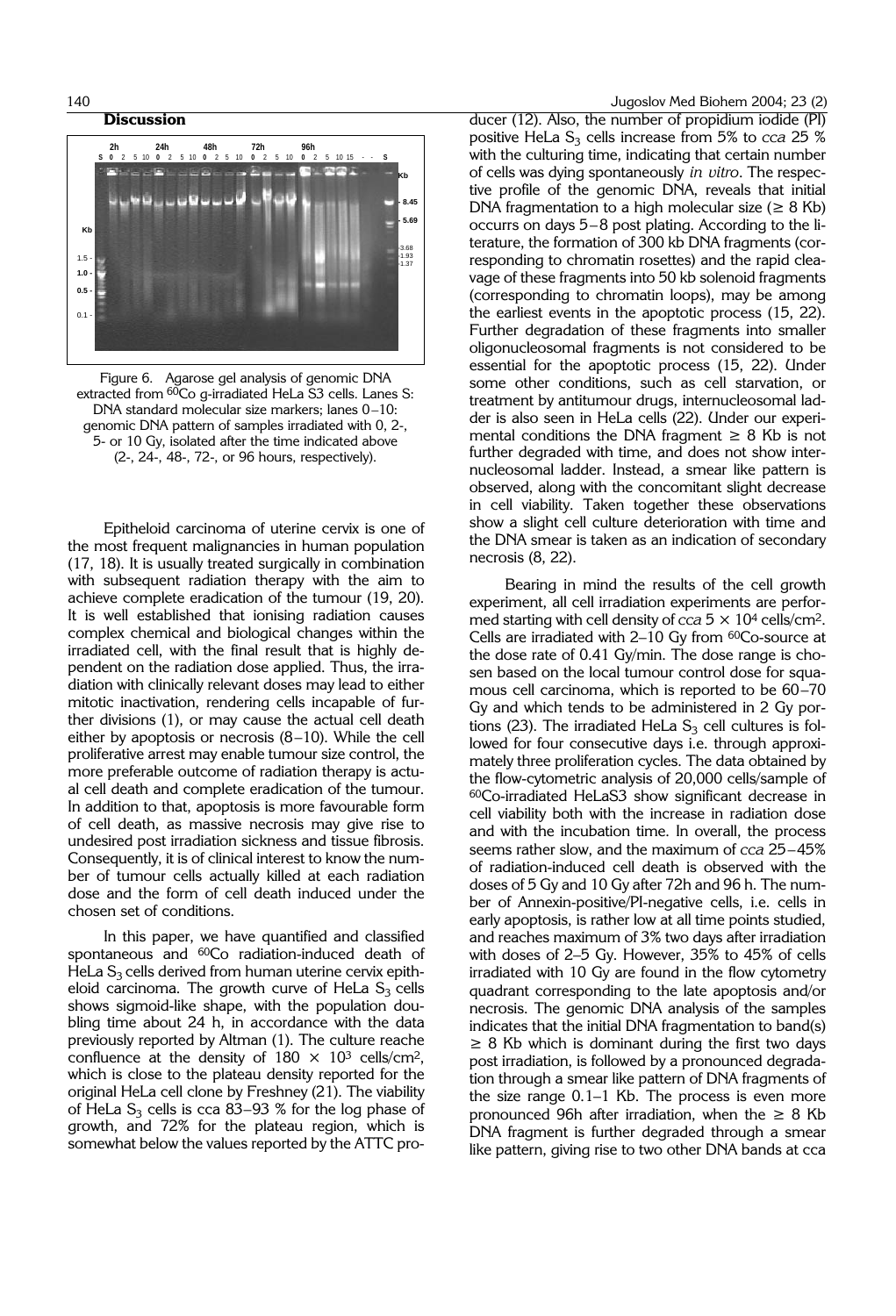## Discussion

Figure 6. Agarose gel analysis of genomic DNA extracted from $^{60}$Co g-irradiated HeLa S3 cells. Lanes S: DNA standard molecular size markers; lanes 0–10: genomic DNA pattern of samples irradiated with 0, 2-, 5- or 10 Gy, isolated after the time indicated above (2-, 24-, 48-, 72-, or 96 hours, respectively).

Epitheloid carcinoma of uterine cervix is one of the most frequent malignancies in human population (17, 18). It is usually treated surgically in combination with subsequent radiation therapy with the aim to achieve complete eradication of the tumour (19, 20). It is well established that ionising radiation causes complex chemical and biological changes within the irradiated cell, with the final result that is highly dependent on the radiation dose applied. Thus, the irradiation with clinically relevant doses may lead to either mitotic inactivation, rendering cells incapable of further divisions (1), or may cause the actual cell death either by apoptosis or necrosis (8–10). While the cell proliferative arrest may enable tumour size control, the more preferable outcome of radiation therapy is actual cell death and complete eradication of the tumour. In addition to that, apoptosis is more favourable form of cell death, as massive necrosis may give rise to undesired post irradiation sickness and tissue fibrosis. Consequently, it is of clinical interest to know the number of tumour cells actually killed at each radiation dose and the form of cell death induced under the chosen set of conditions.

In this paper, we have quantified and classified spontaneous and $^{60}$Co radiation-induced death of HeLa $S_3$ cells derived from human uterine cervix epitheloid carcinoma. The growth curve of HeLa $S_3$ cells shows sigmoid-like shape, with the population doubling time about 24 h, in accordance with the data previously reported by Altman (1). The culture reache confluence at the density of $180 \times 10^3$ cells/cm$^2$, which is close to the plateau density reported for the original HeLa cell clone by Freshney (21). The viability of HeLa $S_3$ cells is cca 83–93 % for the log phase of growth, and 72% for the plateau region, which is somewhat below the values reported by the ATTC producer (12). Also, the number of propidium iodide (PI) positive HeLa $S_3$ cells increase from 5% to *cca* 25 % with the culturing time, indicating that certain number of cells was dying spontaneously *in vitro*. The respective profile of the genomic DNA, reveals that initial DNA fragmentation to a high molecular size ($\geq$ 8 Kb) occurs on days 5–8 post plating. According to the literature, the formation of 300 kb DNA fragments (corresponding to chromatin rosettes) and the rapid cleavage of these fragments into 50 kb solenoid fragments (corresponding to chromatin loops), may be among the earliest events in the apoptotic process (15, 22). Further degradation of these fragments into smaller oligonucleosomal fragments is not considered to be essential for the apoptotic process (15, 22). Under some other conditions, such as cell starvation, or treatment by antitumour drugs, internucleosomal ladder is also seen in HeLa cells (22). Under our experimental conditions the DNA fragment $\geq$ 8 Kb is not further degraded with time, and does not show internucleosomal ladder. Instead, a smear like pattern is observed, along with the concomitant slight decrease in cell viability. Taken together these observations show a slight cell culture deterioration with time and the DNA smear is taken as an indication of secondary necrosis (8, 22).

Bearing in mind the results of the cell growth experiment, all cell irradiation experiments are performed starting with cell density of *cca* $5 \times 10^4$ cells/cm$^2$. Cells are irradiated with 2–10 Gy from $^{60}$Co-source at the dose rate of 0.41 Gy/min. The dose range is chosen based on the local tumour control dose for squamous cell carcinoma, which is reported to be 60–70 Gy and which tends to be administered in 2 Gy portions (23). The irradiated HeLa $S_3$ cell cultures is followed for four consecutive days i.e. through approximately three proliferation cycles. The data obtained by the flow-cytometric analysis of 20,000 cells/sample of $^{60}$Co-irradiated HeLaS3 show significant decrease in cell viability both with the increase in radiation dose and with the incubation time. In overall, the process seems rather slow, and the maximum of *cca* 25–45% of radiation-induced cell death is observed with the doses of 5 Gy and 10 Gy after 72h and 96 h. The number of Annexin-positive/PI-negative cells, i.e. cells in early apoptosis, is rather low at all time points studied, and reaches maximum of 3% two days after irradiation with doses of 2–5 Gy. However, 35% to 45% of cells irradiated with 10 Gy are found in the flow cytometry quadrant corresponding to the late apoptosis and/or necrosis. The genomic DNA analysis of the samples indicates that the initial DNA fragmentation to band(s) $\geq$ 8 Kb which is dominant during the first two days post irradiation, is followed by a pronounced degradation through a smear like pattern of DNA fragments of the size range 0.1–1 Kb. The process is even more pronounced 96h after irradiation, when the $\geq$ 8 Kb DNA fragment is further degraded through a smear like pattern, giving rise to two other DNA bands at cca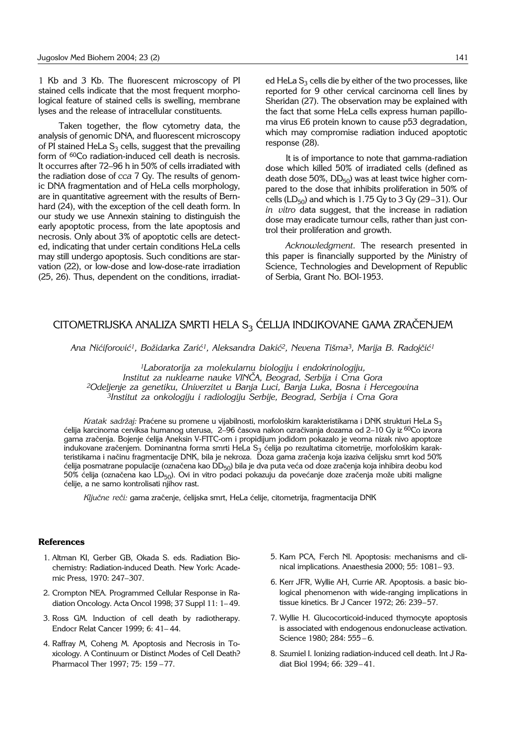1 Kb and 3 Kb. The fluorescent microscopy of PI stained cells indicate that the most frequent morphological feature of stained cells is swelling, membrane lyses and the release of intracellular constituents.

Taken together, the flow cytometry data, the analysis of genomic DNA, and fluorescent microscopy of PI stained HeLa $S_3$ cells, suggest that the prevailing form of $^{60}$Co radiation-induced cell death is necrosis. It occurres after 72–96 h in 50% of cells irradiated with the radiation dose of *cca* 7 Gy. The results of genomic DNA fragmentation and of HeLa cells morphology, are in quantitative agreement with the results of Bernhard (24), with the exception of the cell death form. In our study we use Annexin staining to distinguish the early apoptotic process, from the late apoptosis and necrosis. Only about 3% of apoptotic cells are detected, indicating that under certain conditions HeLa cells may still undergo apoptosis. Such conditions are starvation (22), or low-dose and low-dose-rate irradiation (25, 26). Thus, dependent on the conditions, irradiated HeLa $S_3$ cells die by either of the two processes, like reported for 9 other cervical carcinoma cell lines by Sheridan (27). The observation may be explained with the fact that some HeLa cells express human papilloma virus E6 protein known to cause p53 degradation, which may compromise radiation induced apoptotic response (28).

It is of importance to note that gamma-radiation dose which killed 50% of irradiated cells (defined as death dose 50%, $DD_{50}$) was at least twice higher compared to the dose that inhibits proliferation in 50% of cells ($LD_{50}$) and which is 1.75 Gy to 3 Gy (29–31). Our *in vitro* data suggest, that the increase in radiation dose may eradicate tumour cells, rather than just control their proliferation and growth.

*Acknowledgment*. The research presented in this paper is financially supported by the Ministry of Science, Technologies and Development of Republic of Serbia, Grant No. BOI-1953.

## CITOMETRIJSKA ANALIZA SMRTI HELA $S_3$ ĆELIJA INDUKOVANE GAMA ZRAČENJEM

*Ana Nićiforović[1], Božidarka Zarić[1], Aleksandra Dakić[2], Nevena Tišma[3], Marija B. Radojčić[1]*

*[1]Laboratorija za molekularnu biologiju i endokrinologiju, Institut za nuklearne nauke VINČA, Beograd, Srbija i Crna Gora*
*[2]Odeljenje za genetiku, Univerzitet u Banja Luci, Banja Luka, Bosna i Hercegovina*
*[3]Institut za onkologiju i radiologiju Serbije, Beograd, Srbija i Crna Gora*

*Kratak sadržaj:* Praćene su promene u vijabilnosti, morfološkim karakteristikama i DNK strukturi HeLa $S_3$ ćelija karcinoma cerviksa humanog uterusa, 2–96 časova nakon ozračivanja dozama od 2–10 Gy iz $^{60}$Co izvora gama zračenja. Bojenje ćelija Aneksin V-FITC-om i propidijum jodidom pokazalo je veoma nizak nivo apoptoze indukovane zračenjem. Dominantna forma smrti HeLa $S_3$ ćelija po rezultatima citometrije, morfološkim karakteristikama i načinu fragmentacije DNK, bila je nekroza. Doza gama zračenja koja izaziva ćelijsku smrt kod 50% ćelija posmatrane populacije (označena kao $DD_{50}$) bila je dva puta veća od doze zračenja koja inhibira deobu kod 50% ćelija (označena kao $LD_{50}$). Ovi in vitro podaci pokazuju da povećanje doze zračenja može ubiti maligne ćelije, a ne samo kontrolisati njihov rast.

*Ključne reči:* gama zračenje, ćelijska smrt, HeLa ćelije, citometrija, fragmentacija DNK

### References

1. Altman KI, Gerber GB, Okada S. eds. Radiation Biochemistry: Radiation-induced Death. New York: Academic Press, 1970: 247–307.
2. Crompton NEA. Programmed Cellular Response in Radiation Oncology. Acta Oncol 1998; 37 Suppl 11: 1–49.
3. Ross GM. Induction of cell death by radiotherapy. Endocr Relat Cancer 1999; 6: 41–44.
4. Raffray M, Coheng M. Apoptosis and Necrosis in Toxicology. A Continuum or Distinct Modes of Cell Death? Pharmacol Ther 1997; 75: 159–77.
5. Kam PCA, Ferch NI. Apoptosis: mechanisms and clinical implications. Anaesthesia 2000; 55: 1081–93.
6. Kerr JFR, Wyllie AH, Currie AR. Apoptosis. a basic biological phenomenon with wide-ranging implications in tissue kinetics. Br J Cancer 1972; 26: 239–57.
7. Wyllie H. Glucocorticoid-induced thymocyte apoptosis is associated with endogenous endonuclease activation. Science 1980; 284: 555–6.
8. Szumiel I. Ionizing radiation-induced cell death. Int J Radiat Biol 1994; 66: 329–41.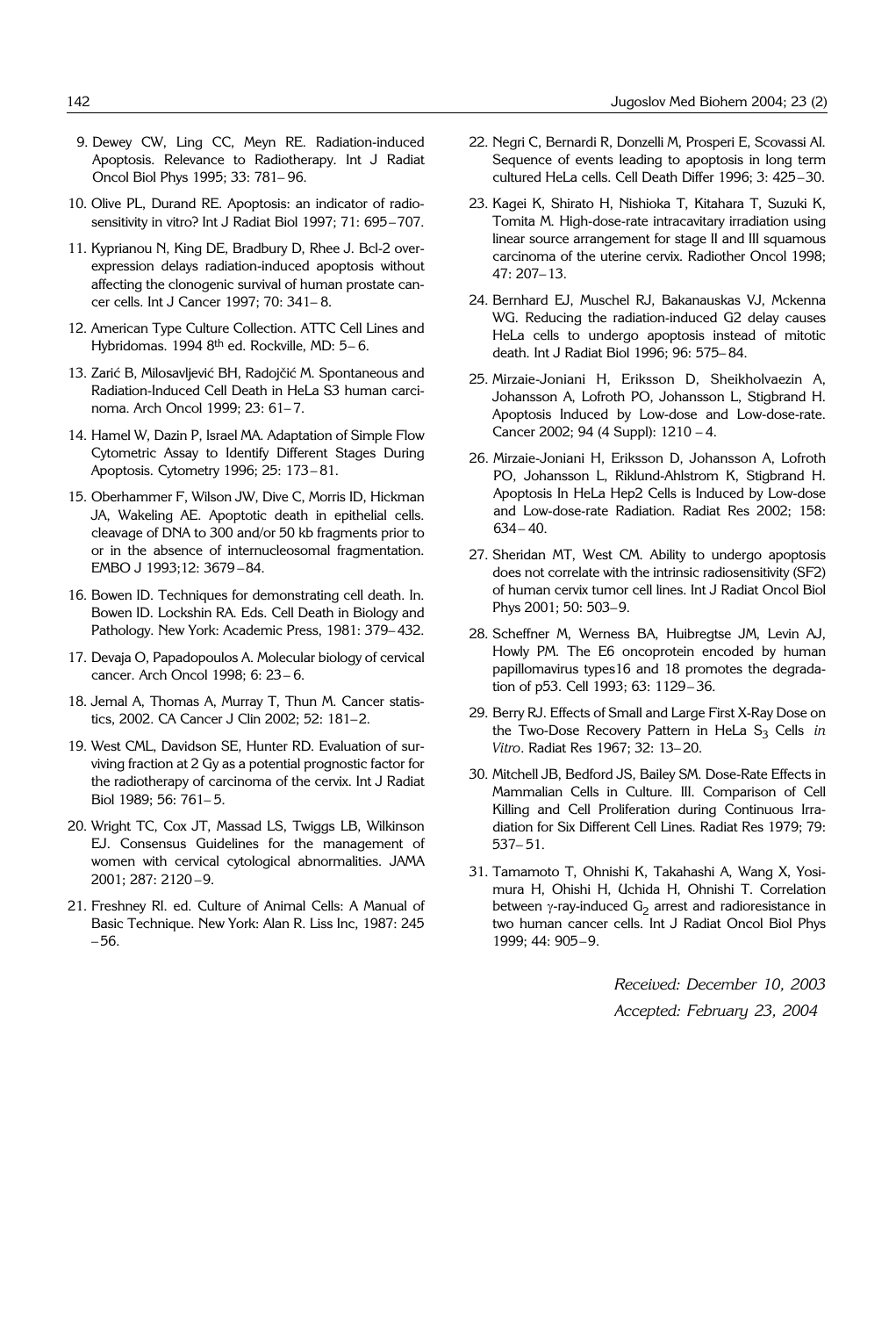9. Dewey CW, Ling CC, Meyn RE. Radiation-induced Apoptosis. Relevance to Radiotherapy. Int J Radiat Oncol Biol Phys 1995; 33: 781– 96.

10. Olive PL, Durand RE. Apoptosis: an indicator of radiosensitivity in vitro? Int J Radiat Biol 1997; 71: 695–707.

11. Kyprianou N, King DE, Bradbury D, Rhee J. Bcl-2 over-expression delays radiation-induced apoptosis without affecting the clonogenic survival of human prostate cancer cells. Int J Cancer 1997; 70: 341– 8.

12. American Type Culture Collection. ATTC Cell Lines and Hybridomas. 1994 8th ed. Rockville, MD: 5– 6.

13. Zarić B, Milosavljević BH, Radojčić M. Spontaneous and Radiation-Induced Cell Death in HeLa S3 human carcinoma. Arch Oncol 1999; 23: 61– 7.

14. Hamel W, Dazin P, Israel MA. Adaptation of Simple Flow Cytometric Assay to Identify Different Stages During Apoptosis. Cytometry 1996; 25: 173– 81.

15. Oberhammer F, Wilson JW, Dive C, Morris ID, Hickman JA, Wakeling AE. Apoptotic death in epithelial cells. cleavage of DNA to 300 and/or 50 kb fragments prior to or in the absence of internucleosomal fragmentation. EMBO J 1993;12: 3679 –84.

16. Bowen ID. Techniques for demonstrating cell death. In. Bowen ID. Lockshin RA. Eds. Cell Death in Biology and Pathology. New York: Academic Press, 1981: 379– 432.

17. Devaja O, Papadopoulos A. Molecular biology of cervical cancer. Arch Oncol 1998; 6: 23 – 6.

18. Jemal A, Thomas A, Murray T, Thun M. Cancer statistics, 2002. CA Cancer J Clin 2002; 52: 181–2.

19. West CML, Davidson SE, Hunter RD. Evaluation of surviving fraction at 2 Gy as a potential prognostic factor for the radiotherapy of carcinoma of the cervix. Int J Radiat Biol 1989; 56: 761– 5.

20. Wright TC, Cox JT, Massad LS, Twiggs LB, Wilkinson EJ. Consensus Guidelines for the management of women with cervical cytological abnormalities. JAMA 2001; 287: 2120 –9.

21. Freshney RI. ed. Culture of Animal Cells: A Manual of Basic Technique. New York: Alan R. Liss Inc, 1987: 245 –56.

22. Negri C, Bernardi R, Donzelli M, Prosperi E, Scovassi AI. Sequence of events leading to apoptosis in long term cultured HeLa cells. Cell Death Differ 1996; 3: 425 –30.

23. Kagei K, Shirato H, Nishioka T, Kitahara T, Suzuki K, Tomita M. High-dose-rate intracavitary irradiation using linear source arrangement for stage II and III squamous carcinoma of the uterine cervix. Radiother Oncol 1998; 47: 207– 13.

24. Bernhard EJ, Muschel RJ, Bakanauskas VJ, Mckenna WG. Reducing the radiation-induced G2 delay causes HeLa cells to undergo apoptosis instead of mitotic death. Int J Radiat Biol 1996; 96: 575– 84.

25. Mirzaie-Joniani H, Eriksson D, Sheikholvaezin A, Johansson A, Lofroth PO, Johansson L, Stigbrand H. Apoptosis Induced by Low-dose and Low-dose-rate. Cancer 2002; 94 (4 Suppl): 1210 – 4.

26. Mirzaie-Joniani H, Eriksson D, Johansson A, Lofroth PO, Johansson L, Riklund-Ahlstrom K, Stigbrand H. Apoptosis In HeLa Hep2 Cells is Induced by Low-dose and Low-dose-rate Radiation. Radiat Res 2002; 158: 634– 40.

27. Sheridan MT, West CM. Ability to undergo apoptosis does not correlate with the intrinsic radiosensitivity (SF2) of human cervix tumor cell lines. Int J Radiat Oncol Biol Phys 2001; 50: 503– 9.

28. Scheffner M, Werness BA, Huibregtse JM, Levin AJ, Howly PM. The E6 oncoprotein encoded by human papillomavirus types16 and 18 promotes the degradation of p53. Cell 1993; 63: 1129 – 36.

29. Berry RJ. Effects of Small and Large First X-Ray Dose on the Two-Dose Recovery Pattern in HeLa $S_3$ Cells *in Vitro*. Radiat Res 1967; 32: 13– 20.

30. Mitchell JB, Bedford JS, Bailey SM. Dose-Rate Effects in Mammalian Cells in Culture. III. Comparison of Cell Killing and Cell Proliferation during Continuous Irradiation for Six Different Cell Lines. Radiat Res 1979; 79: 537– 51.

31. Tamamoto T, Ohnishi K, Takahashi A, Wang X, Yosimura H, Ohishi H, Uchida H, Ohnishi T. Correlation between $\gamma$-ray-induced $G_2$ arrest and radioresistance in two human cancer cells. Int J Radiat Oncol Biol Phys 1999; 44: 905 – 9.

*Received: December 10, 2003*

*Accepted: February 23, 2004*